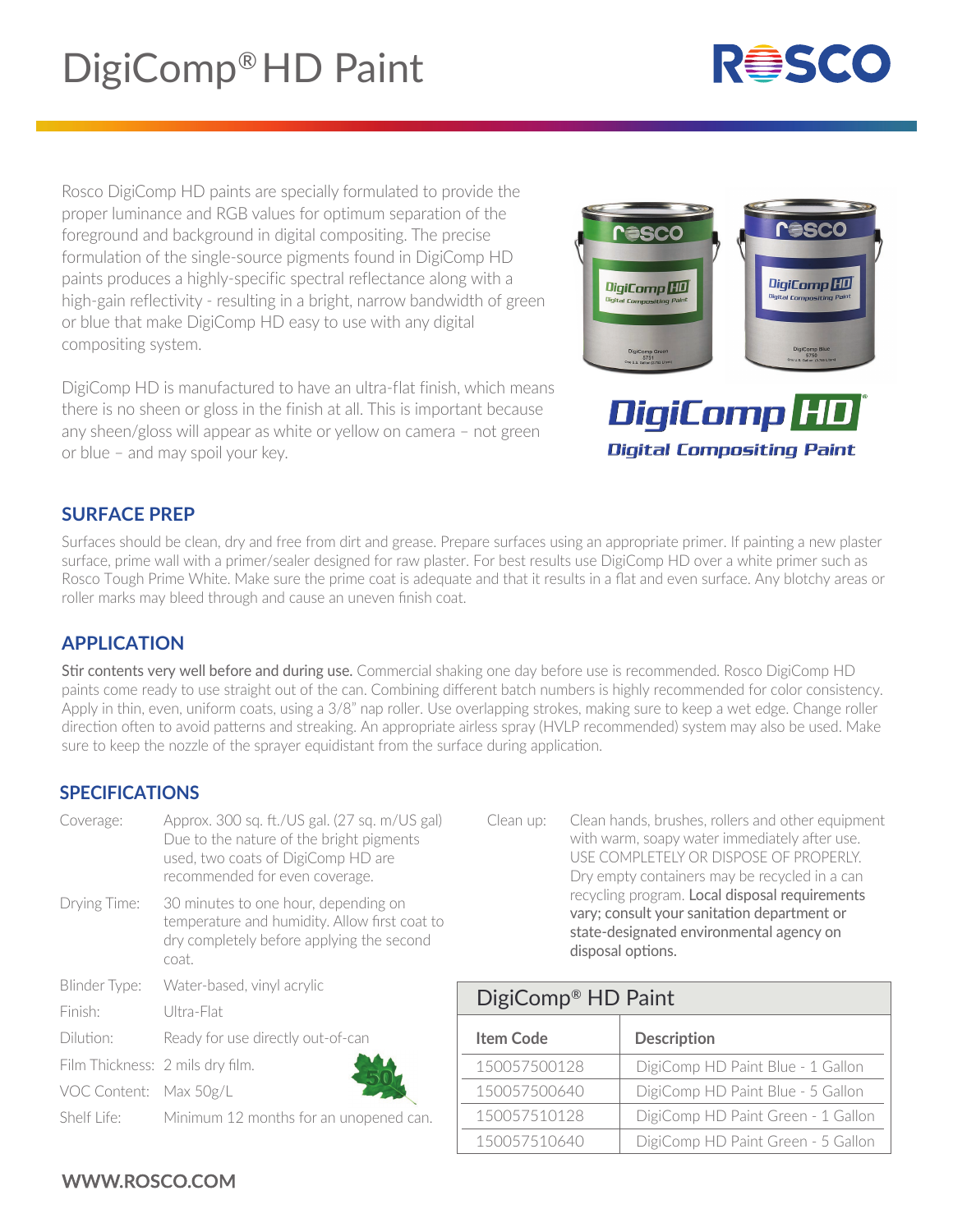# DigiComp® HD Paint

Rosco DigiComp HD paints are specially formulated to provide the proper luminance and RGB values for optimum separation of the foreground and background in digital compositing. The precise formulation of the single-source pigments found in DigiComp HD paints produces a highly-specific spectral reflectance along with a high-gain reflectivity - resulting in a bright, narrow bandwidth of green or blue that make DigiComp HD easy to use with any digital compositing system.

DigiComp HD is manufactured to have an ultra-flat finish, which means there is no sheen or gloss in the finish at all. This is important because any sheen/gloss will appear as white or yellow on camera – not green or blue – and may spoil your key.

## SURFACE PREP

Surfaces should be clean, dry and free from dirt and grease. Prepare surfaces using an appropriate primer. If painting a new plaster surface, prime wall with a primer/sealer designed for raw plaster. For best results use DigiComp HD over a white primer such as Rosco Tough Prime White. Make sure the prime coat is adequate and that it results in a flat and even surface. Any blotchy areas or roller marks may bleed through and cause an uneven finish coat.

## APPLICATION

Stir contents very well before and during use. Commercial shaking one day before use is recommended. Rosco DigiComp HD paints come ready to use straight out of the can. Combining different batch numbers is highly recommended for color consistency. Apply in thin, even, uniform coats, using a 3/8" nap roller. Use overlapping strokes, making sure to keep a wet edge. Change roller direction often to avoid patterns and streaking. An appropriate airless spray (HVLP recommended) system may also be used. Make sure to keep the nozzle of the sprayer equidistant from the surface during application.

## SPECIFICATIONS

| | |
|---|---|
| Coverage: | Approx. 300 sq. ft./US gal. (27 sq. m/US gal) Due to the nature of the bright pigments used, two coats of DigiComp HD are recommended for even coverage. |
| Drying Time: | 30 minutes to one hour, depending on temperature and humidity. Allow first coat to dry completely before applying the second coat. |
| Blinder Type: | Water-based, vinyl acrylic |
| Finish: | Ultra-Flat |
| Dilution: | Ready for use directly out-of-can |
| Film Thickness: | 2 mils dry film. |
| VOC Content: | Max 50g/L |
| Shelf Life: | Minimum 12 months for an unopened can. |
| Clean up: | Clean hands, brushes, rollers and other equipment with warm, soapy water immediately after use. USE COMPLETELY OR DISPOSE OF PROPERLY. Dry empty containers may be recycled in a can recycling program. Local disposal requirements vary; consult your sanitation department or state-designated environmental agency on disposal options. |

### DigiComp® HD Paint

| Item Code | Description |
|---|---|
| 150057500128 | DigiComp HD Paint Blue - 1 Gallon |
| 150057500640 | DigiComp HD Paint Blue - 5 Gallon |
| 150057510128 | DigiComp HD Paint Green - 1 Gallon |
| 150057510640 | DigiComp HD Paint Green - 5 Gallon |

**WWW.ROSCO.COM**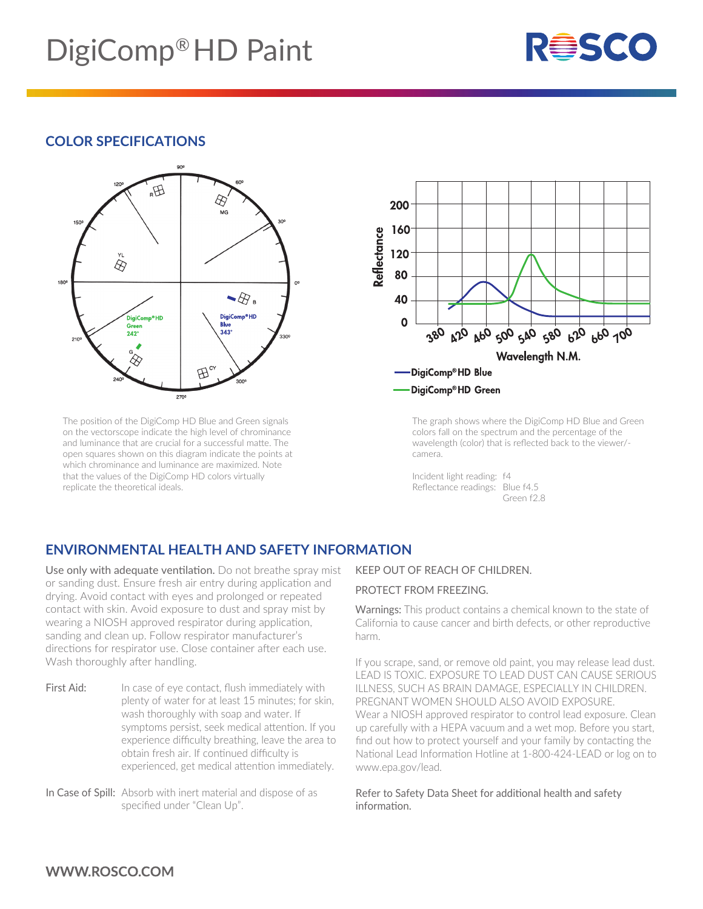# DigiComp® HD Paint

## COLOR SPECIFICATIONS

90º
60º
30º
0º
330º
300º
270º
240º
210º
180º
150º
120º
R
MG
YL
B
DigiComp®HD Green 242°
DigiComp®HD Blue 343°
G
CY

The position of the DigiComp HD Blue and Green signals on the vectorscope indicate the high level of chrominance and luminance that are crucial for a successful matte. The open squares shown on this diagram indicate the points at which chrominance and luminance are maximized. Note that the values of the DigiComp HD colors virtually replicate the theoretical ideals.

Reflectance
200
160
120
80
40
0
380 420 460 500 540 580 620 660 700
Wavelength N.M.
DigiComp® HD Blue
DigiComp® HD Green

The graph shows where the DigiComp HD Blue and Green colors fall on the spectrum and the percentage of the wavelength (color) that is reflected back to the viewer/-camera.

Incident light reading: f4
Reflectance readings: Blue f4.5
Green f2.8

## ENVIRONMENTAL HEALTH AND SAFETY INFORMATION

Use only with adequate ventilation. Do not breathe spray mist or sanding dust. Ensure fresh air entry during application and drying. Avoid contact with eyes and prolonged or repeated contact with skin. Avoid exposure to dust and spray mist by wearing a NIOSH approved respirator during application, sanding and clean up. Follow respirator manufacturer's directions for respirator use. Close container after each use. Wash thoroughly after handling.

First Aid: In case of eye contact, flush immediately with plenty of water for at least 15 minutes; for skin, wash thoroughly with soap and water. If symptoms persist, seek medical attention. If you experience difficulty breathing, leave the area to obtain fresh air. If continued difficulty is experienced, get medical attention immediately.

In Case of Spill: Absorb with inert material and dispose of as specified under "Clean Up".

KEEP OUT OF REACH OF CHILDREN.

PROTECT FROM FREEZING.

Warnings: This product contains a chemical known to the state of California to cause cancer and birth defects, or other reproductive harm.

If you scrape, sand, or remove old paint, you may release lead dust. LEAD IS TOXIC. EXPOSURE TO LEAD DUST CAN CAUSE SERIOUS ILLNESS, SUCH AS BRAIN DAMAGE, ESPECIALLY IN CHILDREN. PREGNANT WOMEN SHOULD ALSO AVOID EXPOSURE. Wear a NIOSH approved respirator to control lead exposure. Clean up carefully with a HEPA vacuum and a wet mop. Before you start, find out how to protect yourself and your family by contacting the National Lead Information Hotline at 1-800-424-LEAD or log on to www.epa.gov/lead.

Refer to Safety Data Sheet for additional health and safety information.

**WWW.ROSCO.COM**